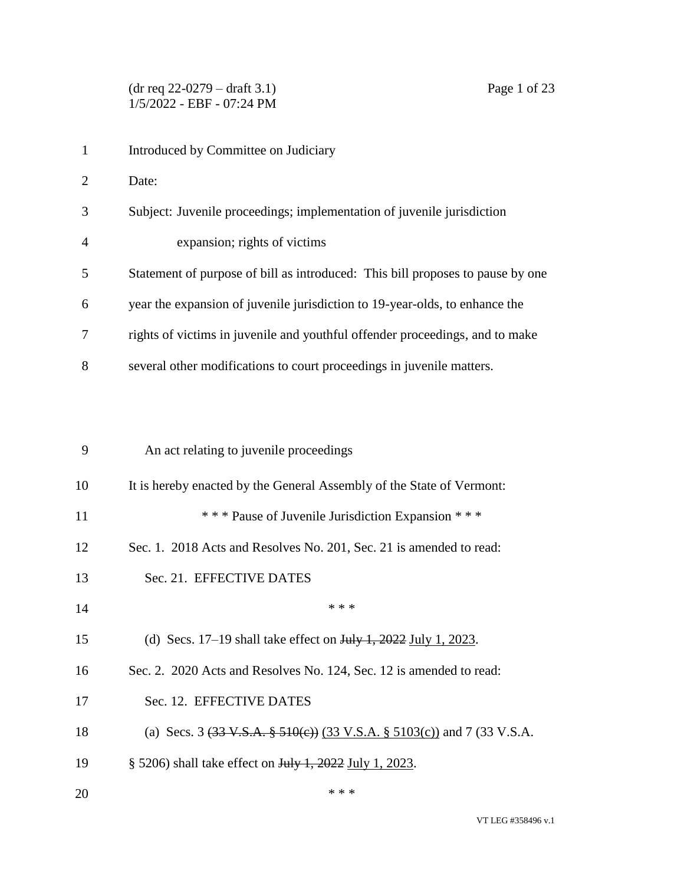(dr req 22-0279 – draft 3.1)
1/5/2022 - EBF - 07:24 PM

Introduced by Committee on Judiciary

Date:

Subject: Juvenile proceedings; implementation of juvenile jurisdiction expansion; rights of victims

Statement of purpose of bill as introduced: This bill proposes to pause by one year the expansion of juvenile jurisdiction to 19-year-olds, to enhance the rights of victims in juvenile and youthful offender proceedings, and to make several other modifications to court proceedings in juvenile matters.

An act relating to juvenile proceedings

It is hereby enacted by the General Assembly of the State of Vermont:

\* \* \* Pause of Juvenile Jurisdiction Expansion \* \* \*

Sec. 1. 2018 Acts and Resolves No. 201, Sec. 21 is amended to read:

Sec. 21. EFFECTIVE DATES

\* \* \*

(d) Secs. 17–19 shall take effect on ~~July 1, 2022~~ <u>July 1, 2023</u>.

Sec. 2. 2020 Acts and Resolves No. 124, Sec. 12 is amended to read:

Sec. 12. EFFECTIVE DATES

(a) Secs. 3 ~~(33 V.S.A. § 510(c))~~ <u>(33 V.S.A. § 5103(c))</u> and 7 (33 V.S.A. § 5206) shall take effect on ~~July 1, 2022~~ <u>July 1, 2023</u>.

\* \* \*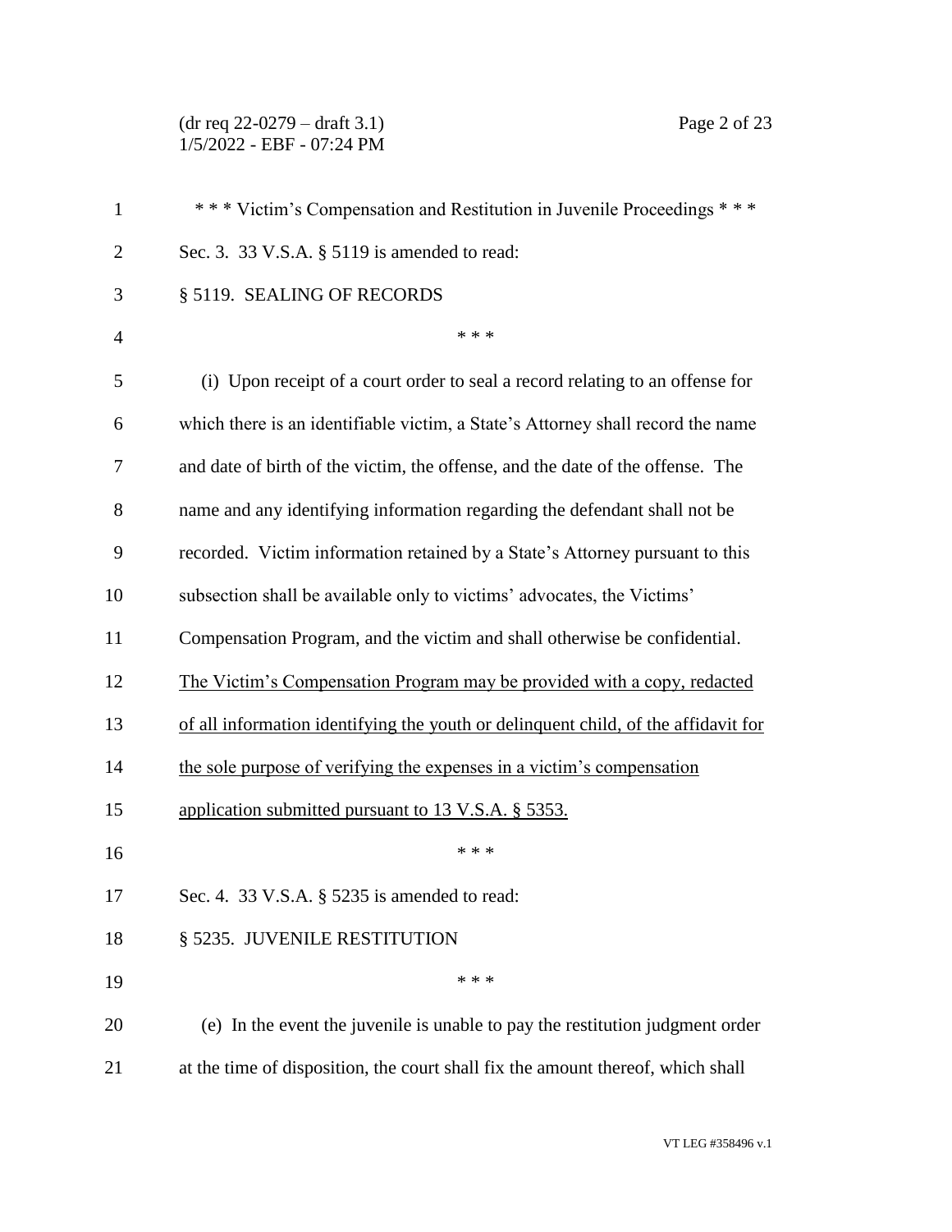\* \* \* Victim's Compensation and Restitution in Juvenile Proceedings \* \* \*

Sec. 3. 33 V.S.A. § 5119 is amended to read:

§ 5119. SEALING OF RECORDS

\* \* \*

(i) Upon receipt of a court order to seal a record relating to an offense for which there is an identifiable victim, a State's Attorney shall record the name and date of birth of the victim, the offense, and the date of the offense. The name and any identifying information regarding the defendant shall not be recorded. Victim information retained by a State's Attorney pursuant to this subsection shall be available only to victims' advocates, the Victims' Compensation Program, and the victim and shall otherwise be confidential. <u>The Victim's Compensation Program may be provided with a copy, redacted of all information identifying the youth or delinquent child, of the affidavit for the sole purpose of verifying the expenses in a victim's compensation application submitted pursuant to 13 V.S.A. § 5353.</u>

\* \* \*

Sec. 4. 33 V.S.A. § 5235 is amended to read:

§ 5235. JUVENILE RESTITUTION

\* \* \*

(e) In the event the juvenile is unable to pay the restitution judgment order at the time of disposition, the court shall fix the amount thereof, which shall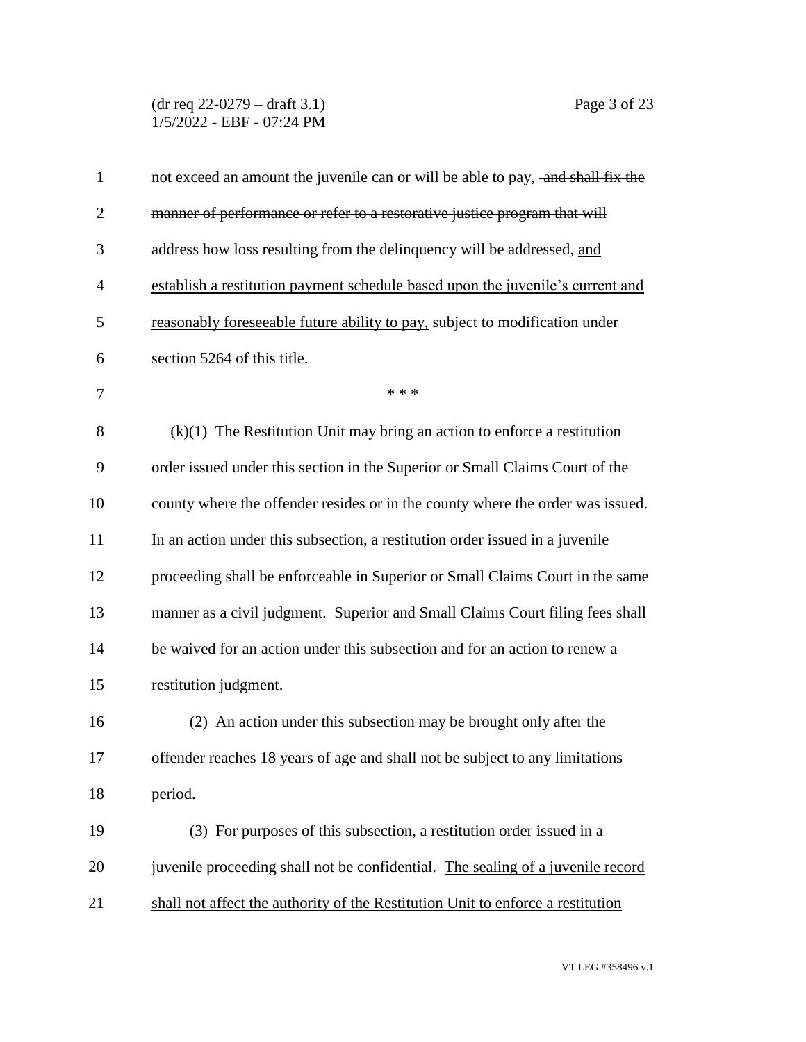not exceed an amount the juvenile can or will be able to pay, ~~and shall fix the manner of performance or refer to a restorative justice program that will address how loss resulting from the delinquency will be addressed,~~ <u>and establish a restitution payment schedule based upon the juvenile's current and reasonably foreseeable future ability to pay,</u> subject to modification under section 5264 of this title.

\* \* \*

(k)(1) The Restitution Unit may bring an action to enforce a restitution order issued under this section in the Superior or Small Claims Court of the county where the offender resides or in the county where the order was issued. In an action under this subsection, a restitution order issued in a juvenile proceeding shall be enforceable in Superior or Small Claims Court in the same manner as a civil judgment. Superior and Small Claims Court filing fees shall be waived for an action under this subsection and for an action to renew a restitution judgment.

(2) An action under this subsection may be brought only after the offender reaches 18 years of age and shall not be subject to any limitations period.

(3) For purposes of this subsection, a restitution order issued in a juvenile proceeding shall not be confidential. <u>The sealing of a juvenile record shall not affect the authority of the Restitution Unit to enforce a restitution</u>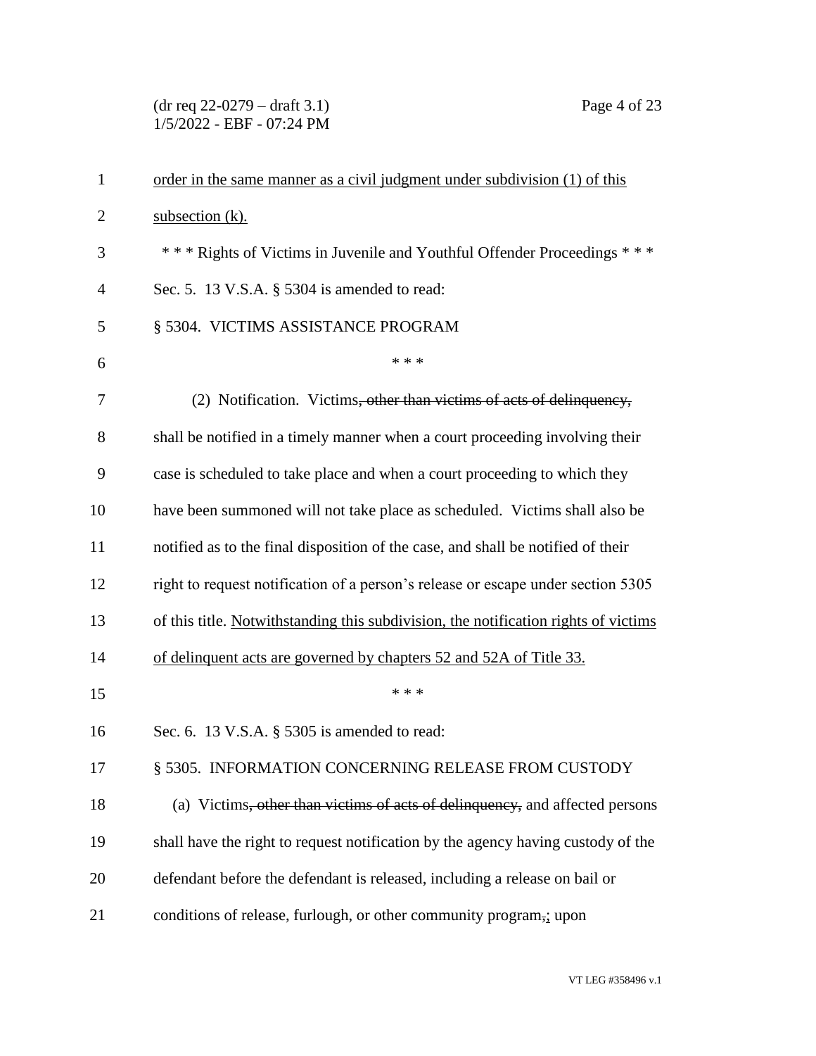order in the same manner as a civil judgment under subdivision (1) of this subsection (k).

\* \* \* Rights of Victims in Juvenile and Youthful Offender Proceedings \* \* \*

Sec. 5. 13 V.S.A. § 5304 is amended to read:

§ 5304. VICTIMS ASSISTANCE PROGRAM

\* \* \*

(2) Notification. Victims~~, other than victims of acts of delinquency,~~ shall be notified in a timely manner when a court proceeding involving their case is scheduled to take place and when a court proceeding to which they have been summoned will not take place as scheduled. Victims shall also be notified as to the final disposition of the case, and shall be notified of their right to request notification of a person's release or escape under section 5305 of this title. Notwithstanding this subdivision, the notification rights of victims of delinquent acts are governed by chapters 52 and 52A of Title 33.

\* \* \*

Sec. 6. 13 V.S.A. § 5305 is amended to read:

§ 5305. INFORMATION CONCERNING RELEASE FROM CUSTODY

(a) Victims~~, other than victims of acts of delinquency,~~ and affected persons shall have the right to request notification by the agency having custody of the defendant before the defendant is released, including a release on bail or conditions of release, furlough, or other community program~~,~~; upon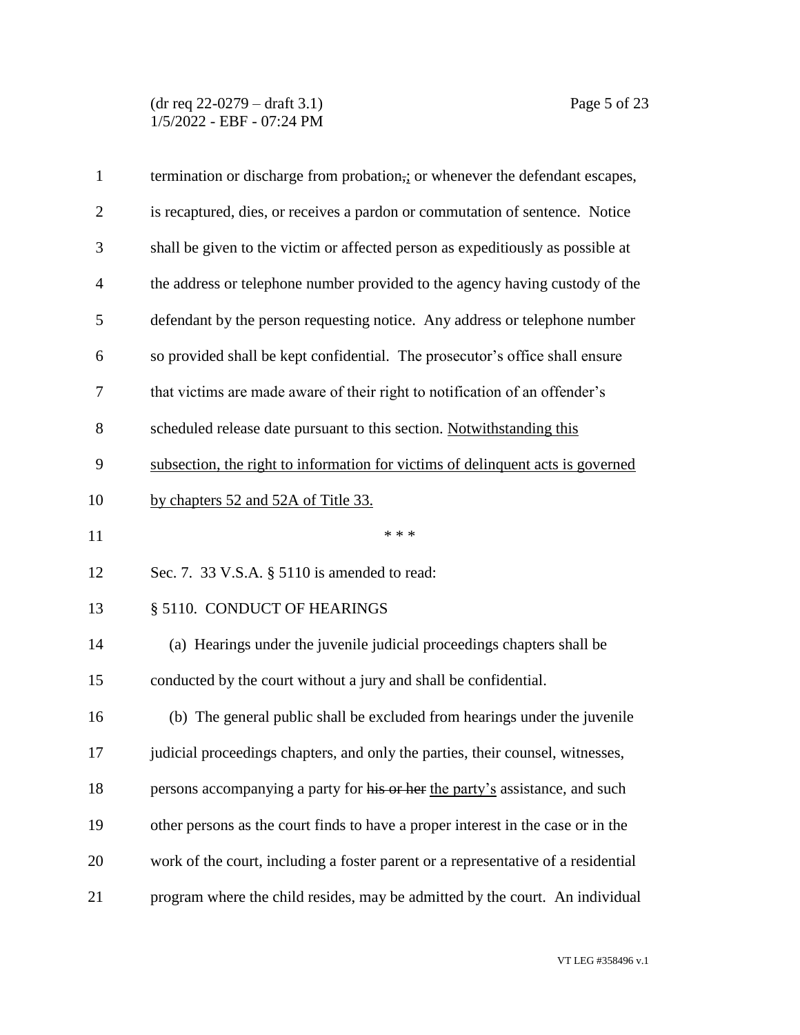termination or discharge from probation,; or whenever the defendant escapes, is recaptured, dies, or receives a pardon or commutation of sentence. Notice shall be given to the victim or affected person as expeditiously as possible at the address or telephone number provided to the agency having custody of the defendant by the person requesting notice. Any address or telephone number so provided shall be kept confidential. The prosecutor's office shall ensure that victims are made aware of their right to notification of an offender's scheduled release date pursuant to this section. Notwithstanding this subsection, the right to information for victims of delinquent acts is governed by chapters 52 and 52A of Title 33.

\* \* \*

Sec. 7. 33 V.S.A. § 5110 is amended to read:

§ 5110. CONDUCT OF HEARINGS

(a) Hearings under the juvenile judicial proceedings chapters shall be conducted by the court without a jury and shall be confidential.

(b) The general public shall be excluded from hearings under the juvenile judicial proceedings chapters, and only the parties, their counsel, witnesses, persons accompanying a party for ~~his or her~~ the party's assistance, and such other persons as the court finds to have a proper interest in the case or in the work of the court, including a foster parent or a representative of a residential program where the child resides, may be admitted by the court. An individual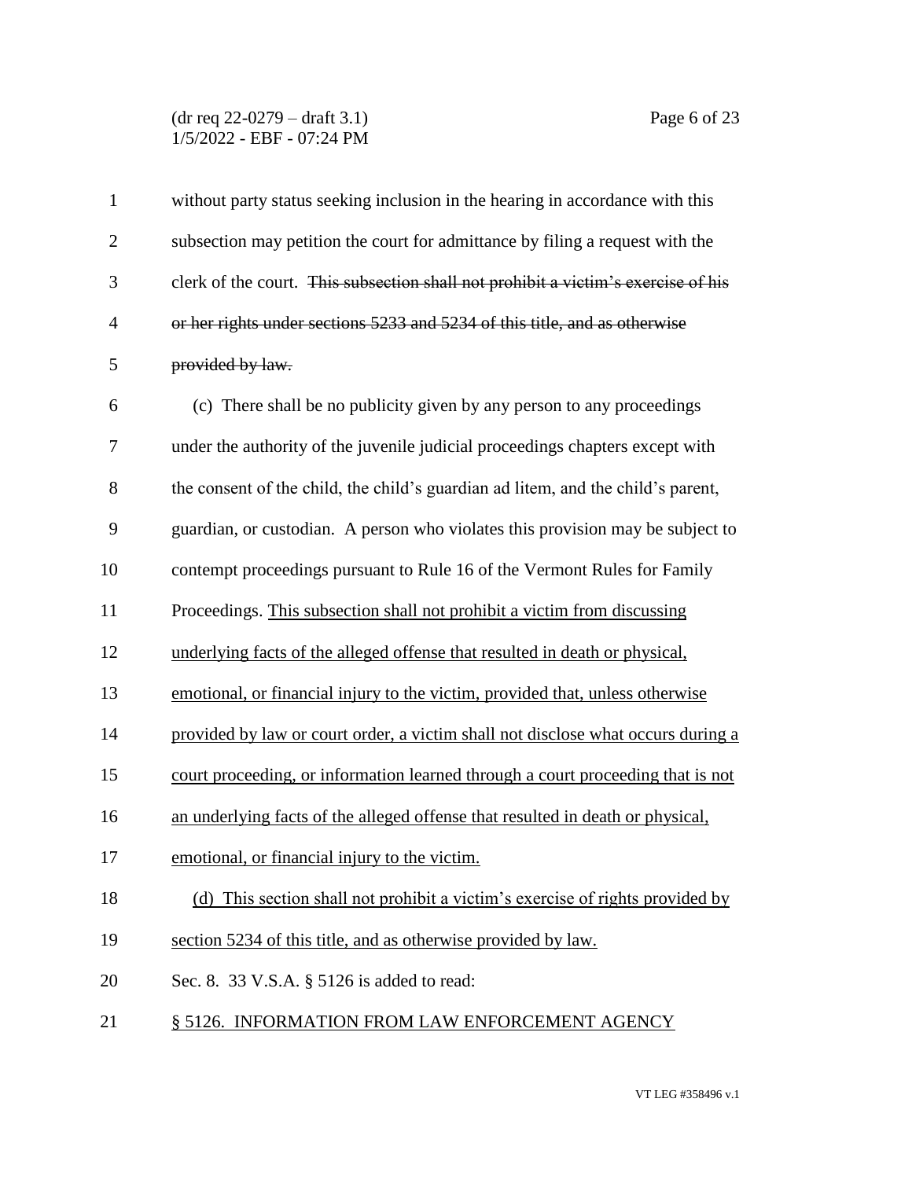without party status seeking inclusion in the hearing in accordance with this subsection may petition the court for admittance by filing a request with the clerk of the court. ~~This subsection shall not prohibit a victim's exercise of his or her rights under sections 5233 and 5234 of this title, and as otherwise provided by law.~~

(c) There shall be no publicity given by any person to any proceedings under the authority of the juvenile judicial proceedings chapters except with the consent of the child, the child's guardian ad litem, and the child's parent, guardian, or custodian. A person who violates this provision may be subject to contempt proceedings pursuant to Rule 16 of the Vermont Rules for Family Proceedings. <u>This subsection shall not prohibit a victim from discussing underlying facts of the alleged offense that resulted in death or physical, emotional, or financial injury to the victim, provided that, unless otherwise provided by law or court order, a victim shall not disclose what occurs during a court proceeding, or information learned through a court proceeding that is not an underlying facts of the alleged offense that resulted in death or physical, emotional, or financial injury to the victim.</u>

<u>(d) This section shall not prohibit a victim's exercise of rights provided by section 5234 of this title, and as otherwise provided by law.</u>

Sec. 8. 33 V.S.A. § 5126 is added to read:

<u>§ 5126. INFORMATION FROM LAW ENFORCEMENT AGENCY</u>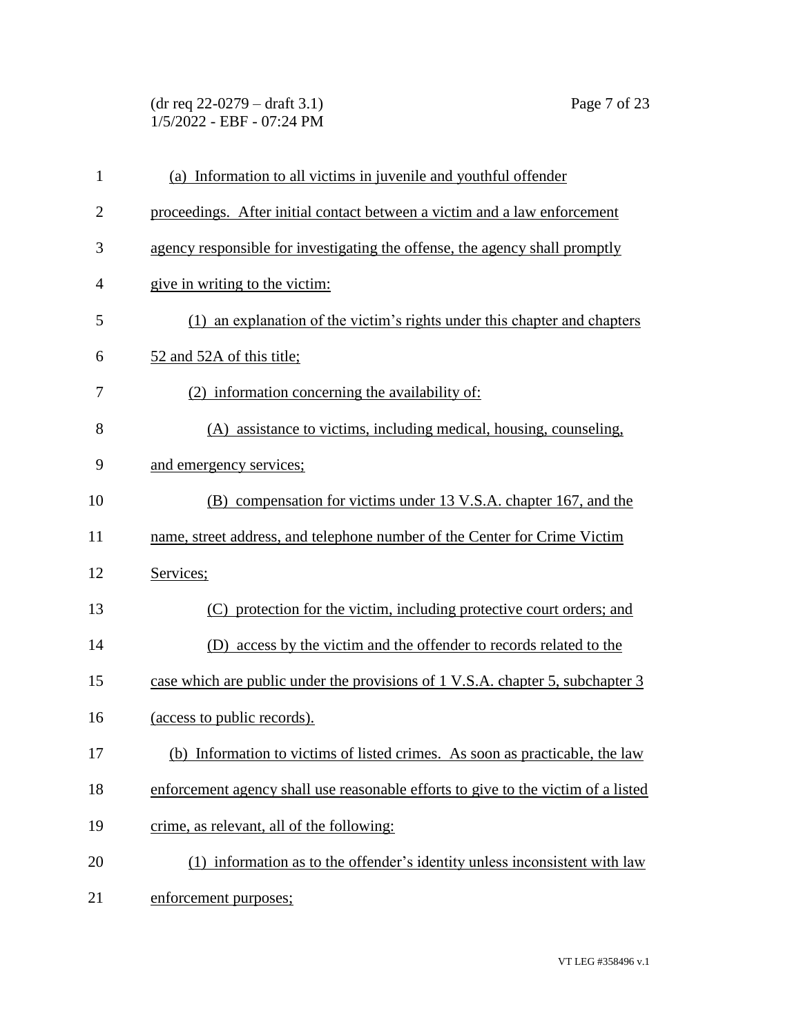(a) Information to all victims in juvenile and youthful offender proceedings. After initial contact between a victim and a law enforcement agency responsible for investigating the offense, the agency shall promptly give in writing to the victim:

(1) an explanation of the victim's rights under this chapter and chapters 52 and 52A of this title;

(2) information concerning the availability of:

(A) assistance to victims, including medical, housing, counseling, and emergency services;

(B) compensation for victims under 13 V.S.A. chapter 167, and the name, street address, and telephone number of the Center for Crime Victim Services;

(C) protection for the victim, including protective court orders; and

(D) access by the victim and the offender to records related to the case which are public under the provisions of 1 V.S.A. chapter 5, subchapter 3 (access to public records).

(b) Information to victims of listed crimes. As soon as practicable, the law enforcement agency shall use reasonable efforts to give to the victim of a listed crime, as relevant, all of the following:

(1) information as to the offender's identity unless inconsistent with law enforcement purposes;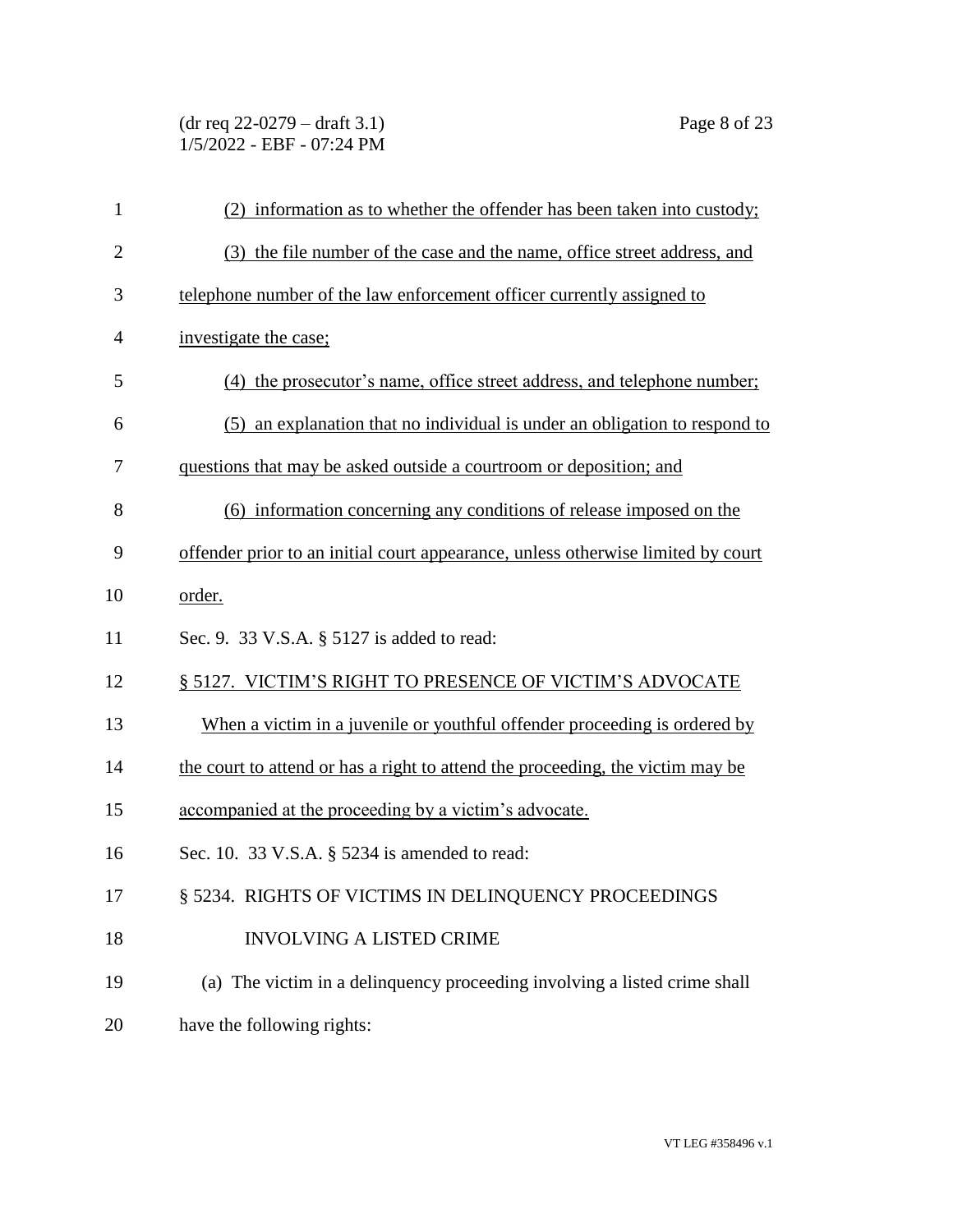(2) information as to whether the offender has been taken into custody;

(3) the file number of the case and the name, office street address, and telephone number of the law enforcement officer currently assigned to investigate the case;

(4) the prosecutor's name, office street address, and telephone number;

(5) an explanation that no individual is under an obligation to respond to questions that may be asked outside a courtroom or deposition; and

(6) information concerning any conditions of release imposed on the offender prior to an initial court appearance, unless otherwise limited by court order.

Sec. 9. 33 V.S.A. § 5127 is added to read:

§ 5127. VICTIM'S RIGHT TO PRESENCE OF VICTIM'S ADVOCATE

When a victim in a juvenile or youthful offender proceeding is ordered by the court to attend or has a right to attend the proceeding, the victim may be accompanied at the proceeding by a victim's advocate.

Sec. 10. 33 V.S.A. § 5234 is amended to read:

§ 5234. RIGHTS OF VICTIMS IN DELINQUENCY PROCEEDINGS INVOLVING A LISTED CRIME

(a) The victim in a delinquency proceeding involving a listed crime shall have the following rights: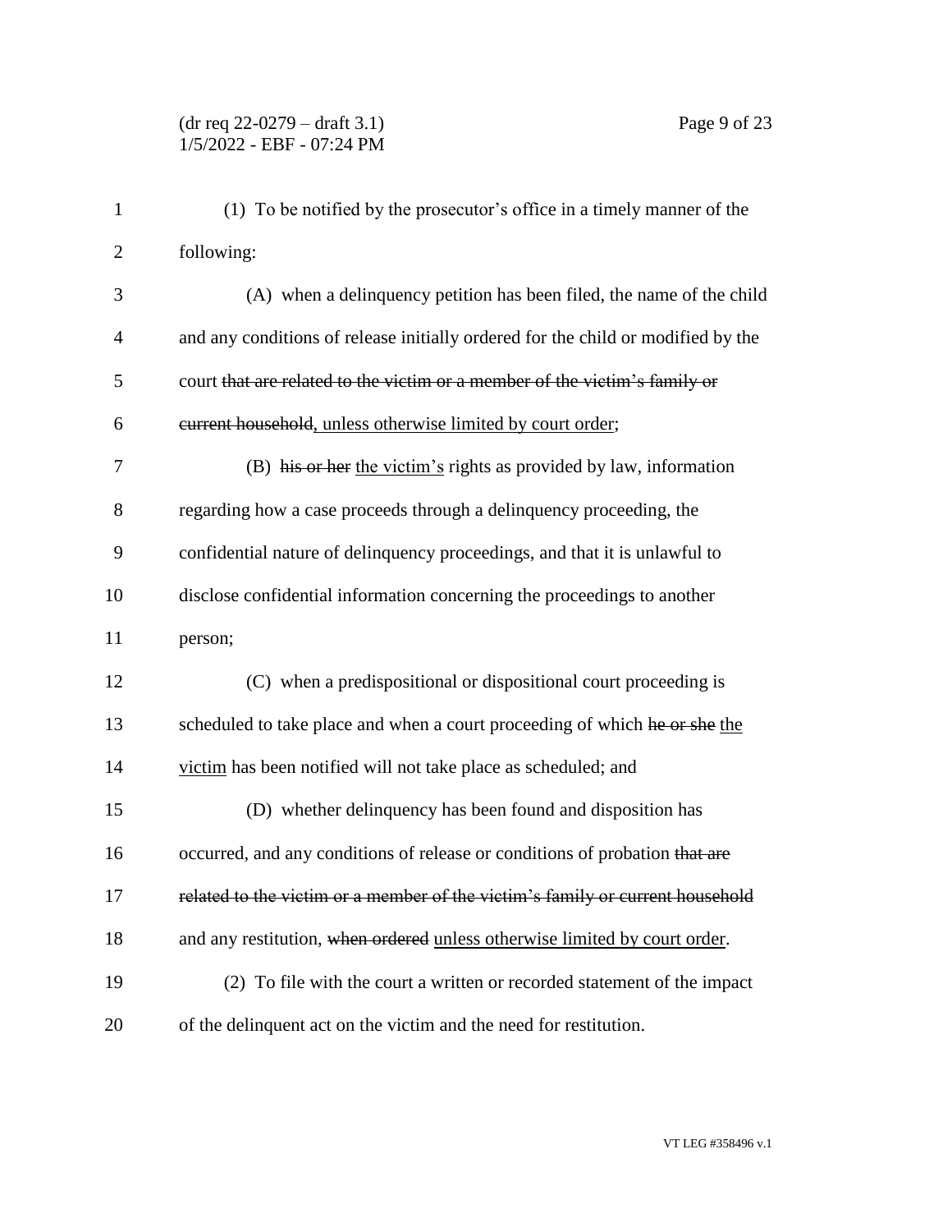(1) To be notified by the prosecutor's office in a timely manner of the following:

(A) when a delinquency petition has been filed, the name of the child and any conditions of release initially ordered for the child or modified by the court ~~that are related to the victim or a member of the victim's family or current household~~, unless otherwise limited by court order;

(B) ~~his or her~~ the victim's rights as provided by law, information regarding how a case proceeds through a delinquency proceeding, the confidential nature of delinquency proceedings, and that it is unlawful to disclose confidential information concerning the proceedings to another person;

(C) when a predispositional or dispositional court proceeding is scheduled to take place and when a court proceeding of which ~~he or she~~ the victim has been notified will not take place as scheduled; and

(D) whether delinquency has been found and disposition has occurred, and any conditions of release or conditions of probation ~~that are related to the victim or a member of the victim's family or current household~~ and any restitution, ~~when ordered~~ unless otherwise limited by court order.

(2) To file with the court a written or recorded statement of the impact of the delinquent act on the victim and the need for restitution.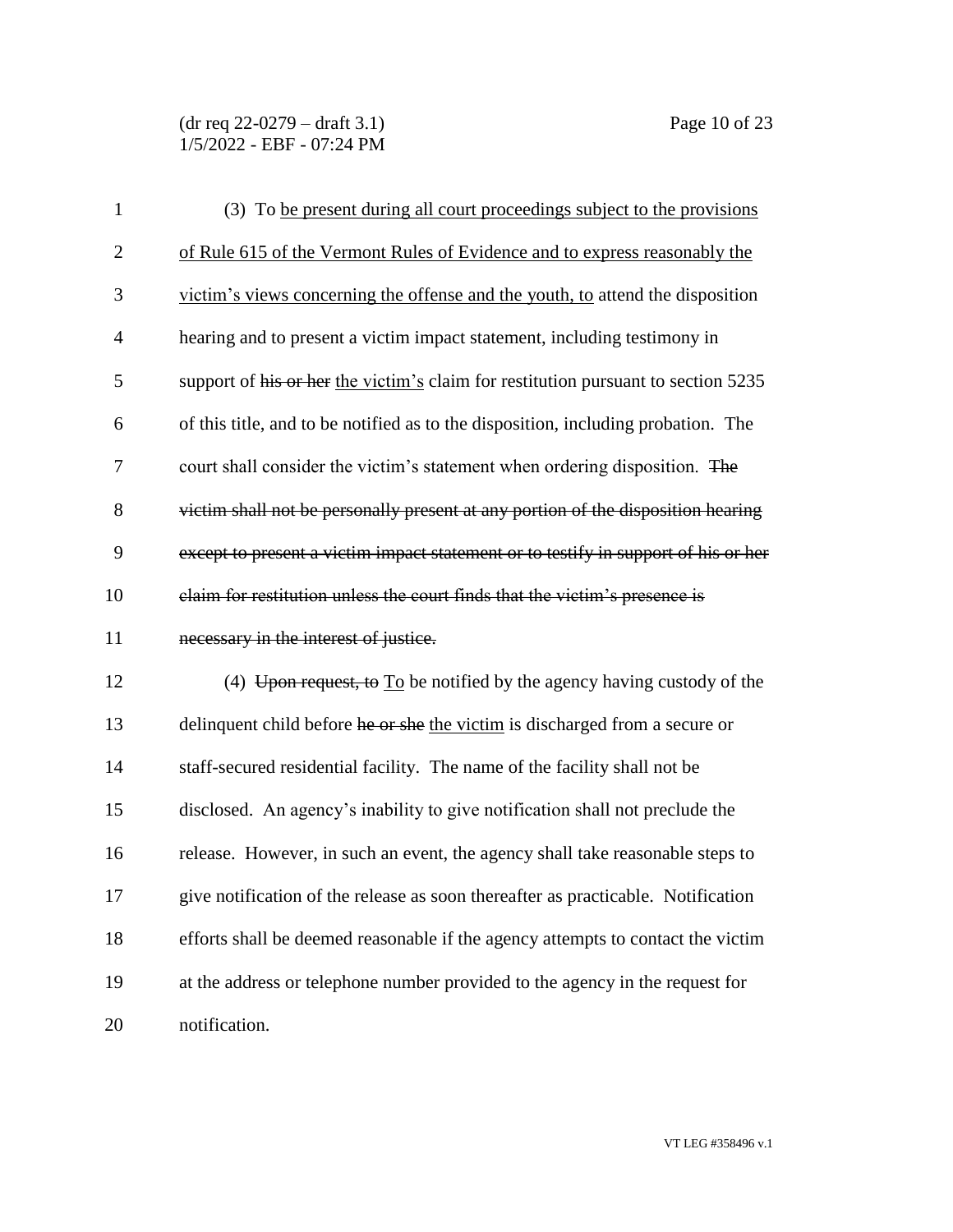(3) To be present during all court proceedings subject to the provisions of Rule 615 of the Vermont Rules of Evidence and to express reasonably the victim's views concerning the offense and the youth, to attend the disposition hearing and to present a victim impact statement, including testimony in support of ~~his or her~~ the victim's claim for restitution pursuant to section 5235 of this title, and to be notified as to the disposition, including probation. The court shall consider the victim's statement when ordering disposition. ~~The victim shall not be personally present at any portion of the disposition hearing except to present a victim impact statement or to testify in support of his or her claim for restitution unless the court finds that the victim's presence is necessary in the interest of justice.~~

(4) ~~Upon request, to~~ To be notified by the agency having custody of the delinquent child before ~~he or she~~ the victim is discharged from a secure or staff-secured residential facility. The name of the facility shall not be disclosed. An agency's inability to give notification shall not preclude the release. However, in such an event, the agency shall take reasonable steps to give notification of the release as soon thereafter as practicable. Notification efforts shall be deemed reasonable if the agency attempts to contact the victim at the address or telephone number provided to the agency in the request for notification.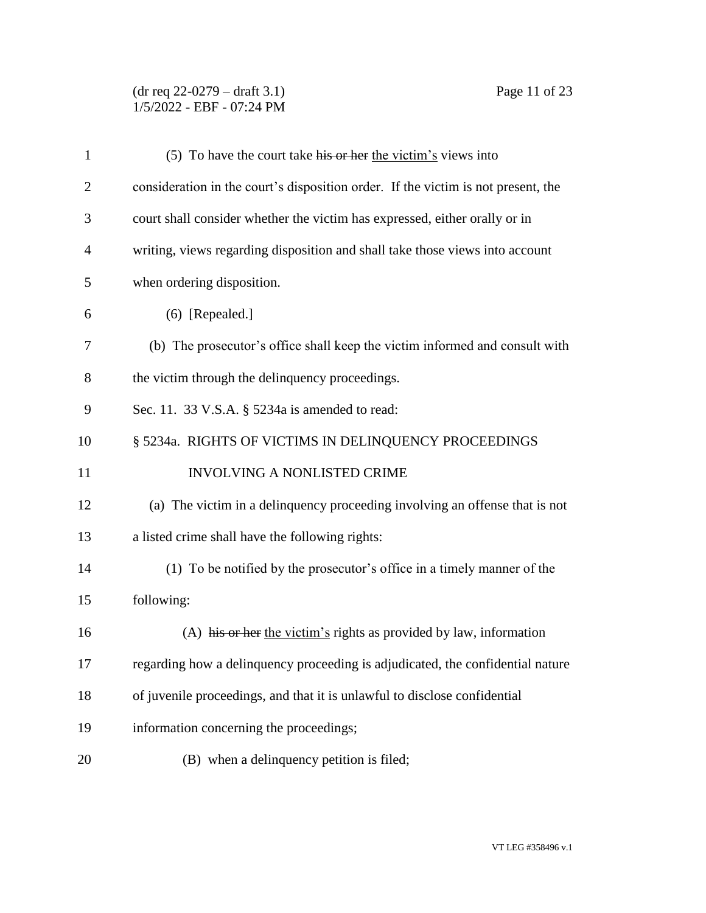(5) To have the court take ~~his or her~~ the victim's views into consideration in the court's disposition order. If the victim is not present, the court shall consider whether the victim has expressed, either orally or in writing, views regarding disposition and shall take those views into account when ordering disposition.

(6) [Repealed.]

(b) The prosecutor's office shall keep the victim informed and consult with the victim through the delinquency proceedings.

Sec. 11. 33 V.S.A. § 5234a is amended to read:

§ 5234a. RIGHTS OF VICTIMS IN DELINQUENCY PROCEEDINGS INVOLVING A NONLISTED CRIME

(a) The victim in a delinquency proceeding involving an offense that is not a listed crime shall have the following rights:

(1) To be notified by the prosecutor's office in a timely manner of the following:

(A) ~~his or her~~ the victim's rights as provided by law, information regarding how a delinquency proceeding is adjudicated, the confidential nature of juvenile proceedings, and that it is unlawful to disclose confidential information concerning the proceedings;

(B) when a delinquency petition is filed;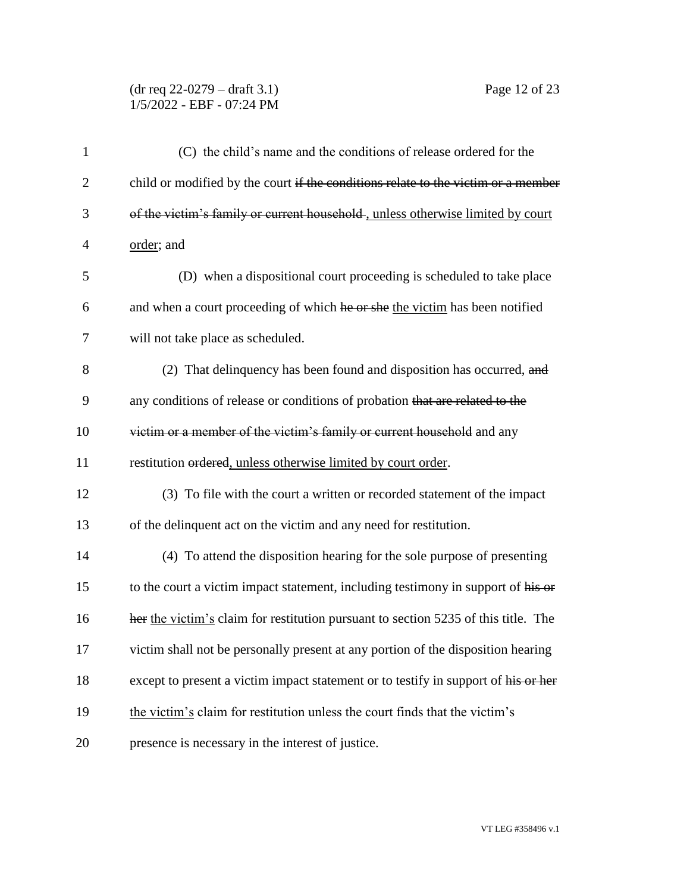(C) the child's name and the conditions of release ordered for the child or modified by the court ~~if the conditions relate to the victim or a member of the victim's family or current household~~ , unless otherwise limited by court order; and

(D) when a dispositional court proceeding is scheduled to take place and when a court proceeding of which ~~he or she~~ the victim has been notified will not take place as scheduled.

(2) That delinquency has been found and disposition has occurred, ~~and~~ any conditions of release or conditions of probation ~~that are related to the victim or a member of the victim's family or current household~~ and any restitution ~~ordered~~, unless otherwise limited by court order.

(3) To file with the court a written or recorded statement of the impact of the delinquent act on the victim and any need for restitution.

(4) To attend the disposition hearing for the sole purpose of presenting to the court a victim impact statement, including testimony in support of ~~his or her~~ the victim's claim for restitution pursuant to section 5235 of this title. The victim shall not be personally present at any portion of the disposition hearing except to present a victim impact statement or to testify in support of ~~his or her~~ the victim's claim for restitution unless the court finds that the victim's presence is necessary in the interest of justice.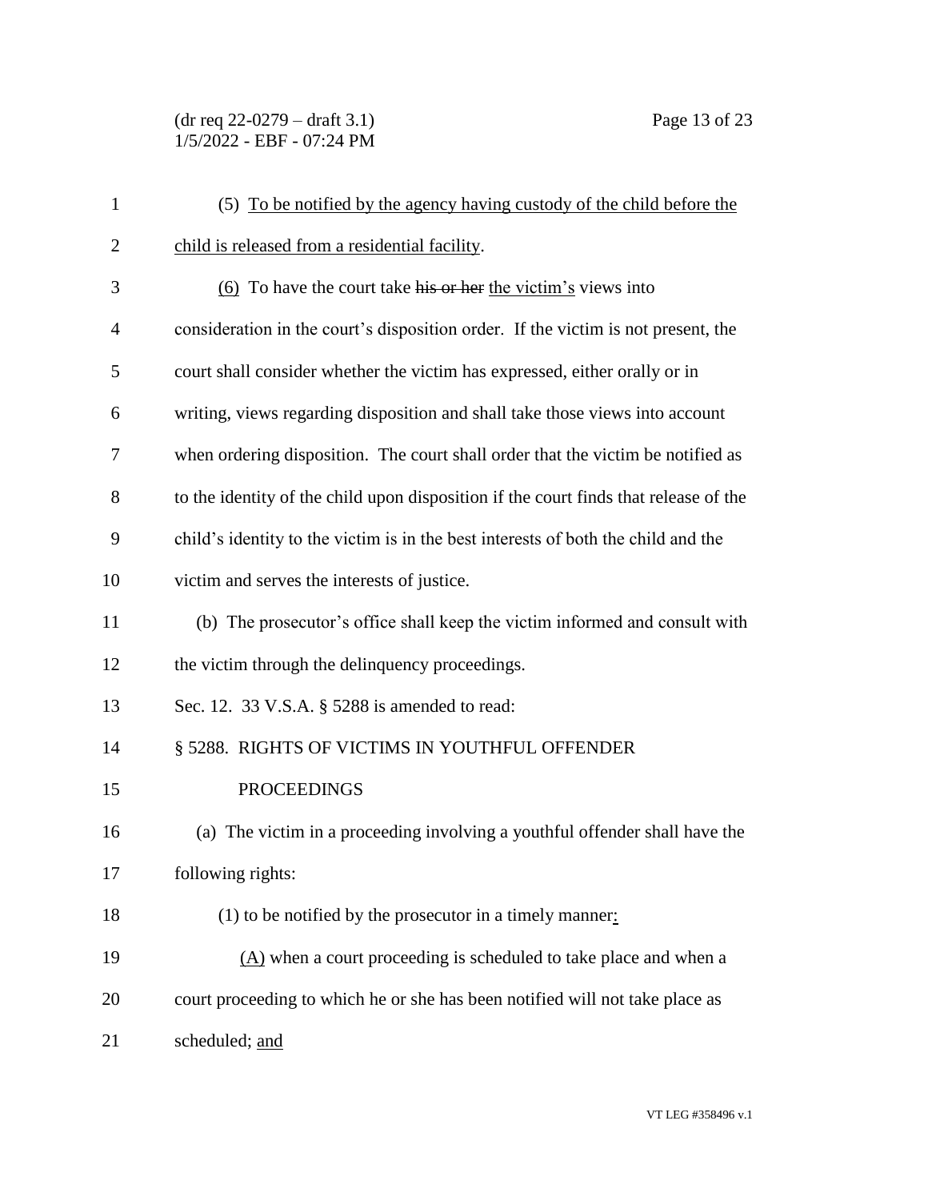(5) To be notified by the agency having custody of the child before the child is released from a residential facility.

(6) To have the court take ~~his or her~~ the victim's views into consideration in the court's disposition order. If the victim is not present, the court shall consider whether the victim has expressed, either orally or in writing, views regarding disposition and shall take those views into account when ordering disposition. The court shall order that the victim be notified as to the identity of the child upon disposition if the court finds that release of the child's identity to the victim is in the best interests of both the child and the victim and serves the interests of justice.

(b) The prosecutor's office shall keep the victim informed and consult with the victim through the delinquency proceedings.

Sec. 12. 33 V.S.A. § 5288 is amended to read:

§ 5288. RIGHTS OF VICTIMS IN YOUTHFUL OFFENDER PROCEEDINGS

(a) The victim in a proceeding involving a youthful offender shall have the following rights:

(1) to be notified by the prosecutor in a timely manner:

(A) when a court proceeding is scheduled to take place and when a court proceeding to which he or she has been notified will not take place as scheduled; and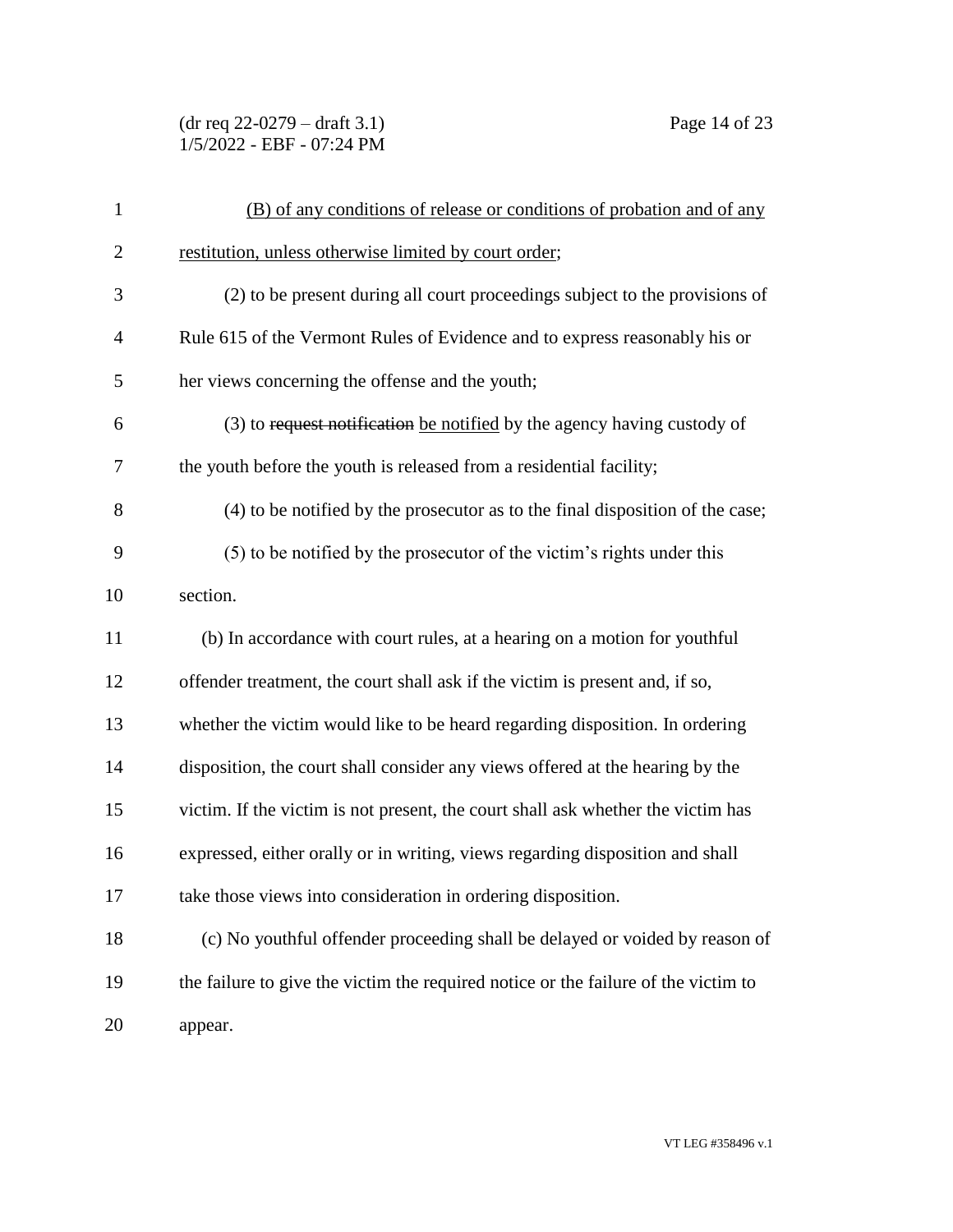(B) of any conditions of release or conditions of probation and of any restitution, unless otherwise limited by court order;

(2) to be present during all court proceedings subject to the provisions of Rule 615 of the Vermont Rules of Evidence and to express reasonably his or her views concerning the offense and the youth;

(3) to ~~request notification~~ be notified by the agency having custody of the youth before the youth is released from a residential facility;

(4) to be notified by the prosecutor as to the final disposition of the case;

(5) to be notified by the prosecutor of the victim's rights under this section.

(b) In accordance with court rules, at a hearing on a motion for youthful offender treatment, the court shall ask if the victim is present and, if so, whether the victim would like to be heard regarding disposition. In ordering disposition, the court shall consider any views offered at the hearing by the victim. If the victim is not present, the court shall ask whether the victim has expressed, either orally or in writing, views regarding disposition and shall take those views into consideration in ordering disposition.

(c) No youthful offender proceeding shall be delayed or voided by reason of the failure to give the victim the required notice or the failure of the victim to appear.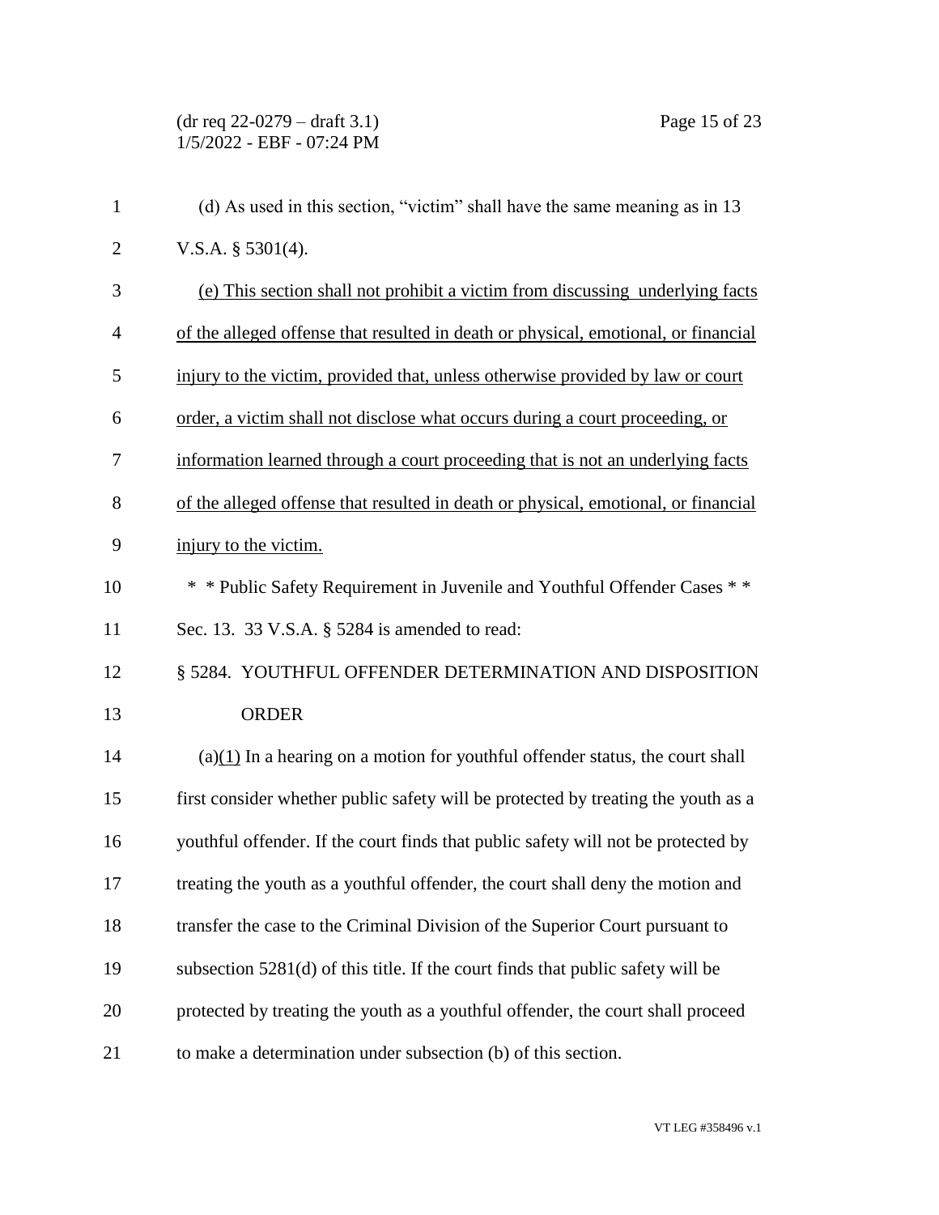(d) As used in this section, "victim" shall have the same meaning as in 13 V.S.A. § 5301(4).

<u>(e) This section shall not prohibit a victim from discussing underlying facts of the alleged offense that resulted in death or physical, emotional, or financial injury to the victim, provided that, unless otherwise provided by law or court order, a victim shall not disclose what occurs during a court proceeding, or information learned through a court proceeding that is not an underlying facts of the alleged offense that resulted in death or physical, emotional, or financial injury to the victim.</u>

\* \* Public Safety Requirement in Juvenile and Youthful Offender Cases \* \*

Sec. 13. 33 V.S.A. § 5284 is amended to read:

§ 5284. YOUTHFUL OFFENDER DETERMINATION AND DISPOSITION ORDER

(a)<u>(1)</u> In a hearing on a motion for youthful offender status, the court shall first consider whether public safety will be protected by treating the youth as a youthful offender. If the court finds that public safety will not be protected by treating the youth as a youthful offender, the court shall deny the motion and transfer the case to the Criminal Division of the Superior Court pursuant to subsection 5281(d) of this title. If the court finds that public safety will be protected by treating the youth as a youthful offender, the court shall proceed to make a determination under subsection (b) of this section.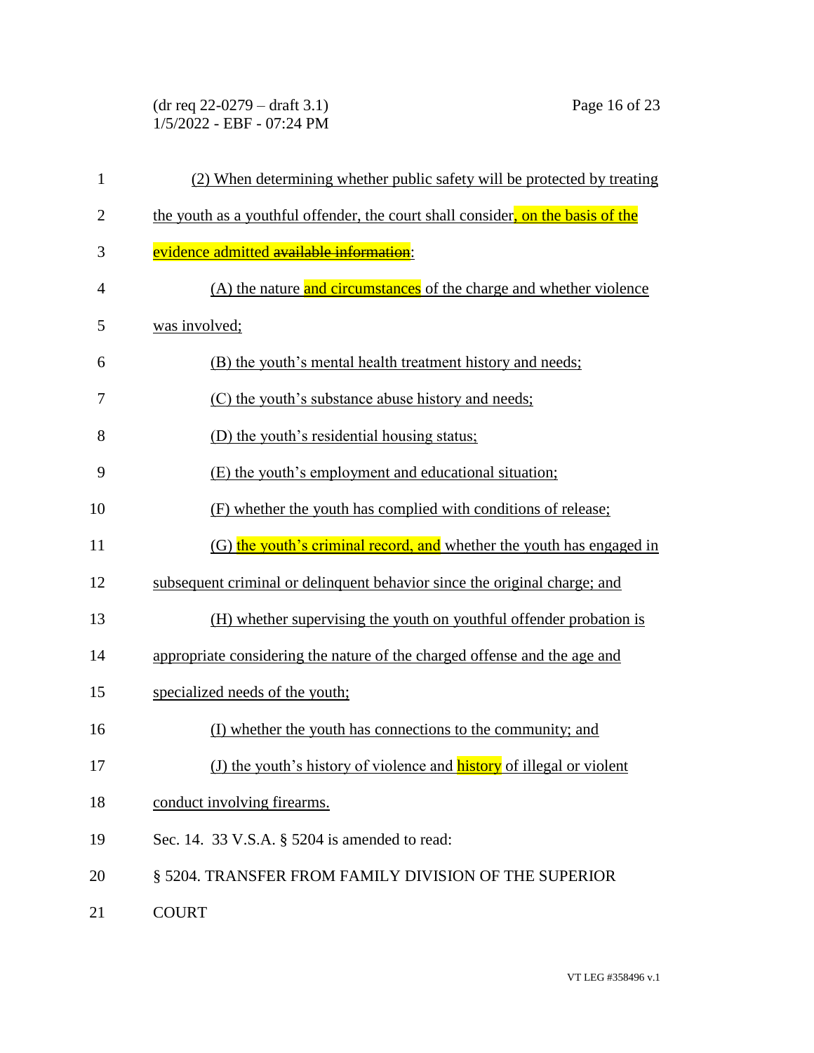(2) When determining whether public safety will be protected by treating the youth as a youthful offender, the court shall consider, on the basis of the evidence admitted ~~available information~~:

(A) the nature and circumstances of the charge and whether violence was involved;

(B) the youth's mental health treatment history and needs;

(C) the youth's substance abuse history and needs;

(D) the youth's residential housing status;

(E) the youth's employment and educational situation;

(F) whether the youth has complied with conditions of release;

(G) the youth's criminal record, and whether the youth has engaged in subsequent criminal or delinquent behavior since the original charge; and

(H) whether supervising the youth on youthful offender probation is appropriate considering the nature of the charged offense and the age and specialized needs of the youth;

(I) whether the youth has connections to the community; and

(J) the youth's history of violence and history of illegal or violent conduct involving firearms.

Sec. 14. 33 V.S.A. § 5204 is amended to read:

§ 5204. TRANSFER FROM FAMILY DIVISION OF THE SUPERIOR COURT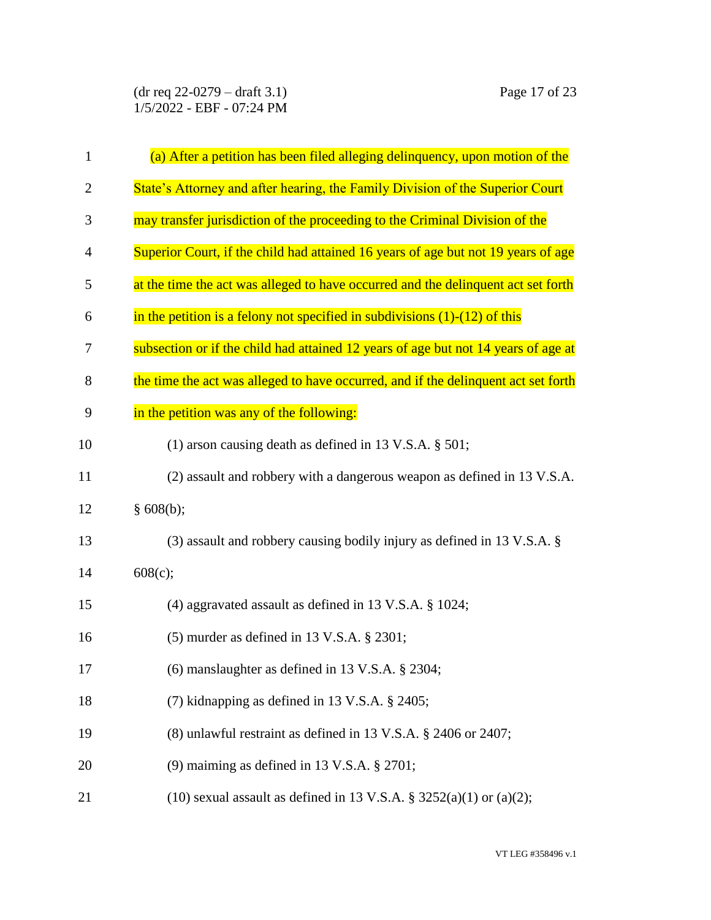(a) After a petition has been filed alleging delinquency, upon motion of the State's Attorney and after hearing, the Family Division of the Superior Court may transfer jurisdiction of the proceeding to the Criminal Division of the Superior Court, if the child had attained 16 years of age but not 19 years of age at the time the act was alleged to have occurred and the delinquent act set forth in the petition is a felony not specified in subdivisions (1)-(12) of this subsection or if the child had attained 12 years of age but not 14 years of age at the time the act was alleged to have occurred, and if the delinquent act set forth in the petition was any of the following:

(1) arson causing death as defined in 13 V.S.A. § 501;

(2) assault and robbery with a dangerous weapon as defined in 13 V.S.A. § 608(b);

(3) assault and robbery causing bodily injury as defined in 13 V.S.A. § 608(c);

(4) aggravated assault as defined in 13 V.S.A. § 1024;

(5) murder as defined in 13 V.S.A. § 2301;

(6) manslaughter as defined in 13 V.S.A. § 2304;

(7) kidnapping as defined in 13 V.S.A. § 2405;

(8) unlawful restraint as defined in 13 V.S.A. § 2406 or 2407;

(9) maiming as defined in 13 V.S.A. § 2701;

(10) sexual assault as defined in 13 V.S.A. § 3252(a)(1) or (a)(2);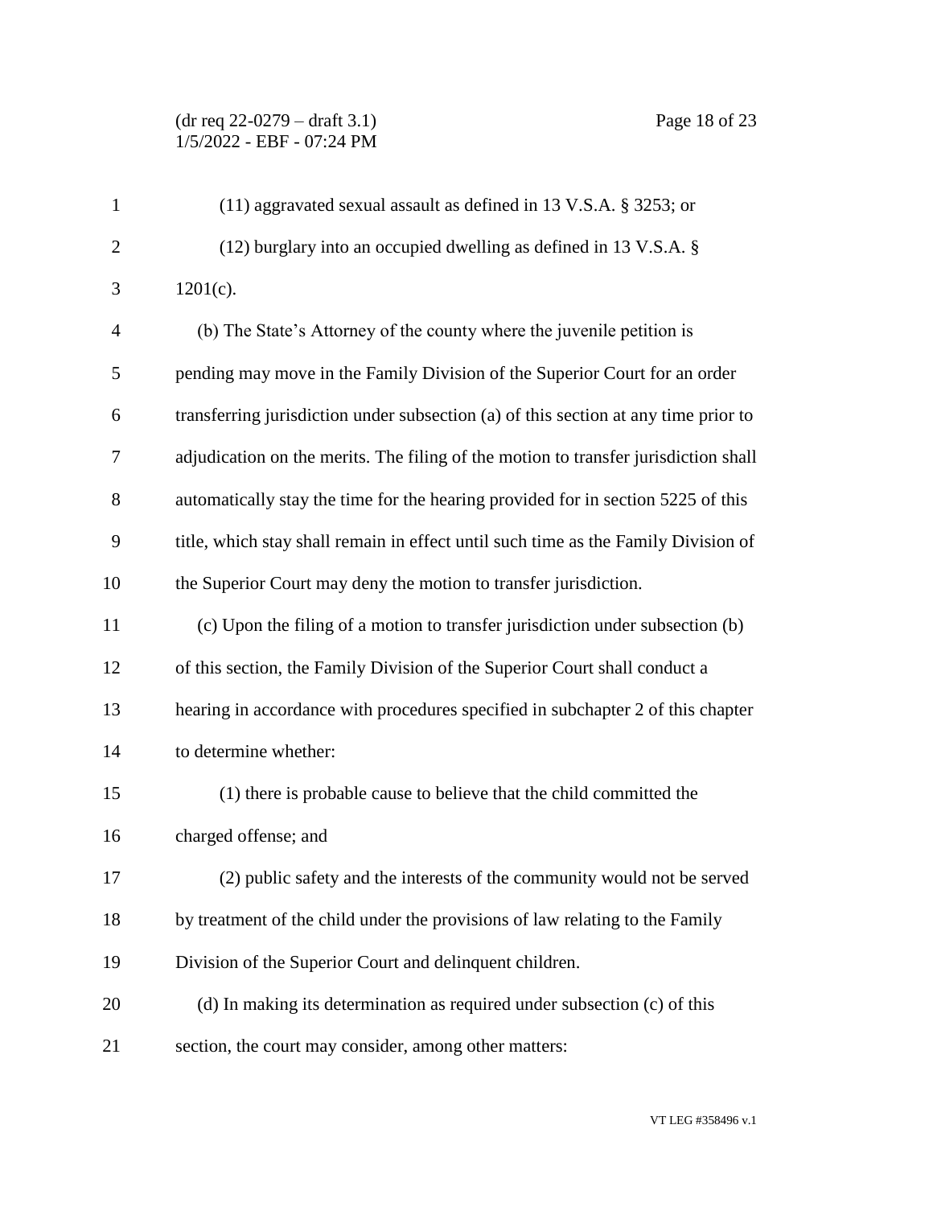(11) aggravated sexual assault as defined in 13 V.S.A. § 3253; or

(12) burglary into an occupied dwelling as defined in 13 V.S.A. § 1201(c).

(b) The State's Attorney of the county where the juvenile petition is pending may move in the Family Division of the Superior Court for an order transferring jurisdiction under subsection (a) of this section at any time prior to adjudication on the merits. The filing of the motion to transfer jurisdiction shall automatically stay the time for the hearing provided for in section 5225 of this title, which stay shall remain in effect until such time as the Family Division of the Superior Court may deny the motion to transfer jurisdiction.

(c) Upon the filing of a motion to transfer jurisdiction under subsection (b) of this section, the Family Division of the Superior Court shall conduct a hearing in accordance with procedures specified in subchapter 2 of this chapter to determine whether:

(1) there is probable cause to believe that the child committed the charged offense; and

(2) public safety and the interests of the community would not be served by treatment of the child under the provisions of law relating to the Family Division of the Superior Court and delinquent children.

(d) In making its determination as required under subsection (c) of this section, the court may consider, among other matters: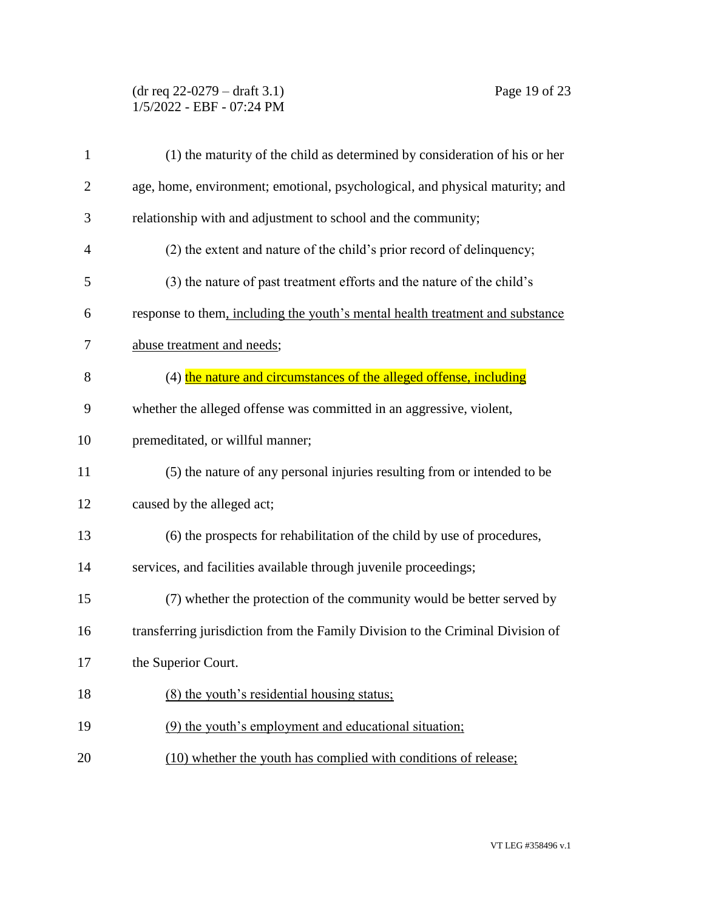(1) the maturity of the child as determined by consideration of his or her age, home, environment; emotional, psychological, and physical maturity; and relationship with and adjustment to school and the community;

(2) the extent and nature of the child's prior record of delinquency;

(3) the nature of past treatment efforts and the nature of the child's response to them, including the youth's mental health treatment and substance abuse treatment and needs;

(4) the nature and circumstances of the alleged offense, including whether the alleged offense was committed in an aggressive, violent, premeditated, or willful manner;

(5) the nature of any personal injuries resulting from or intended to be caused by the alleged act;

(6) the prospects for rehabilitation of the child by use of procedures, services, and facilities available through juvenile proceedings;

(7) whether the protection of the community would be better served by transferring jurisdiction from the Family Division to the Criminal Division of the Superior Court.

(8) the youth's residential housing status;

(9) the youth's employment and educational situation;

(10) whether the youth has complied with conditions of release;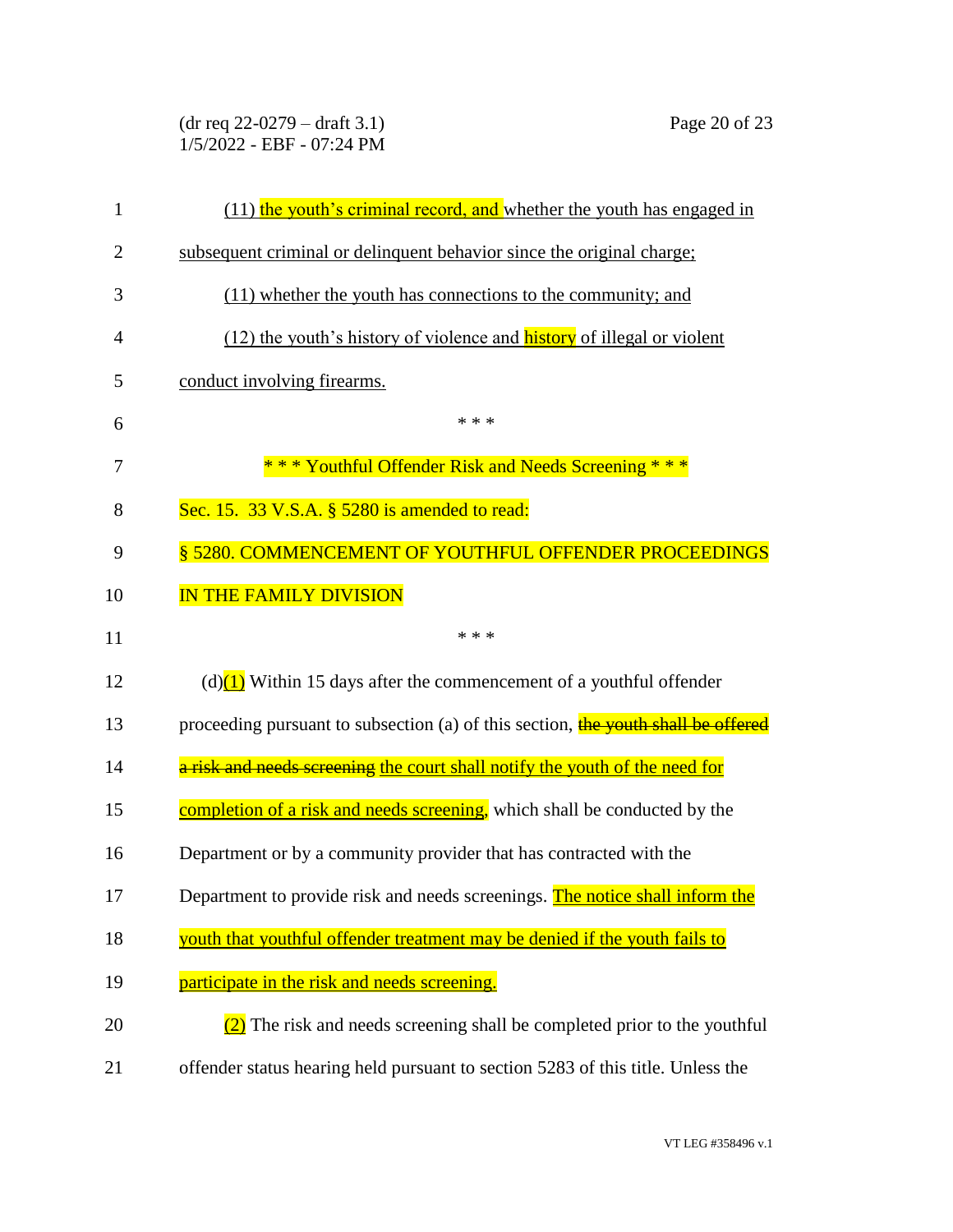(11) the youth's criminal record, and whether the youth has engaged in subsequent criminal or delinquent behavior since the original charge;

(11) whether the youth has connections to the community; and

(12) the youth's history of violence and history of illegal or violent conduct involving firearms.

\* \* \*

\* \* \* Youthful Offender Risk and Needs Screening \* \* \*

Sec. 15. 33 V.S.A. § 5280 is amended to read:

§ 5280. COMMENCEMENT OF YOUTHFUL OFFENDER PROCEEDINGS IN THE FAMILY DIVISION

\* \* \*

(d)(1) Within 15 days after the commencement of a youthful offender proceeding pursuant to subsection (a) of this section, ~~the youth shall be offered a risk and needs screening~~ the court shall notify the youth of the need for completion of a risk and needs screening, which shall be conducted by the Department or by a community provider that has contracted with the Department to provide risk and needs screenings. The notice shall inform the youth that youthful offender treatment may be denied if the youth fails to participate in the risk and needs screening.

(2) The risk and needs screening shall be completed prior to the youthful offender status hearing held pursuant to section 5283 of this title. Unless the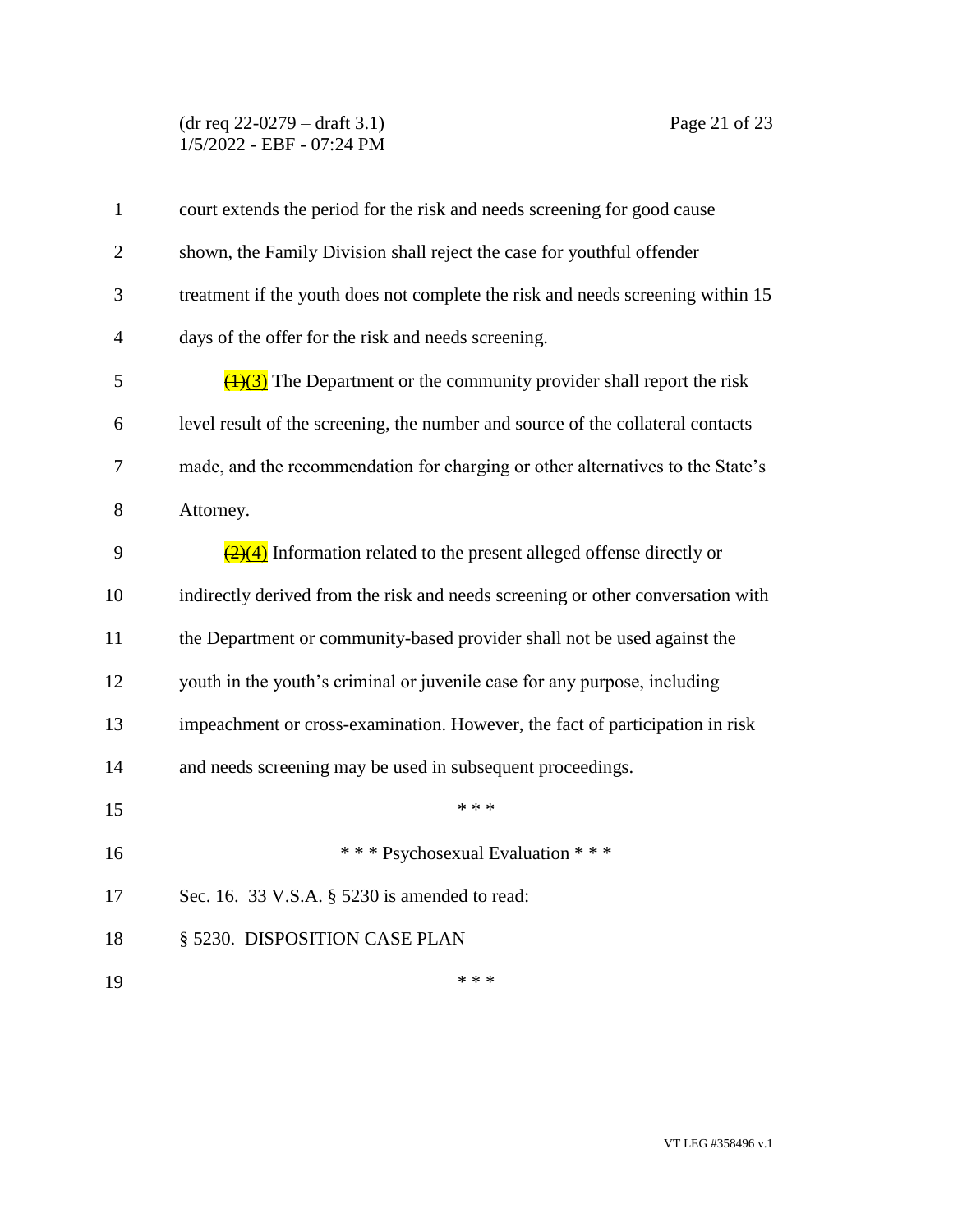court extends the period for the risk and needs screening for good cause shown, the Family Division shall reject the case for youthful offender treatment if the youth does not complete the risk and needs screening within 15 days of the offer for the risk and needs screening.

~~(1)~~(3) The Department or the community provider shall report the risk level result of the screening, the number and source of the collateral contacts made, and the recommendation for charging or other alternatives to the State's Attorney.

~~(2)~~(4) Information related to the present alleged offense directly or indirectly derived from the risk and needs screening or other conversation with the Department or community-based provider shall not be used against the youth in the youth's criminal or juvenile case for any purpose, including impeachment or cross-examination. However, the fact of participation in risk and needs screening may be used in subsequent proceedings.

\* \* \*

\* \* \* Psychosexual Evaluation \* \* \*

Sec. 16. 33 V.S.A. § 5230 is amended to read:

§ 5230. DISPOSITION CASE PLAN

\* \* \*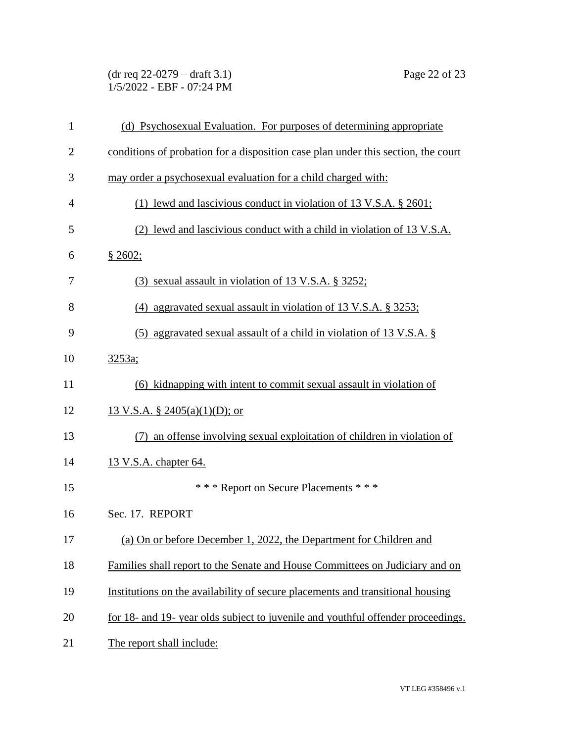(d) Psychosexual Evaluation. For purposes of determining appropriate conditions of probation for a disposition case plan under this section, the court may order a psychosexual evaluation for a child charged with:

(1) lewd and lascivious conduct in violation of 13 V.S.A. § 2601;

(2) lewd and lascivious conduct with a child in violation of 13 V.S.A. § 2602;

(3) sexual assault in violation of 13 V.S.A. § 3252;

(4) aggravated sexual assault in violation of 13 V.S.A. § 3253;

(5) aggravated sexual assault of a child in violation of 13 V.S.A. § 3253a;

(6) kidnapping with intent to commit sexual assault in violation of 13 V.S.A. § 2405(a)(1)(D); or

(7) an offense involving sexual exploitation of children in violation of 13 V.S.A. chapter 64.

\* \* \* Report on Secure Placements \* \* \*

Sec. 17. REPORT

(a) On or before December 1, 2022, the Department for Children and Families shall report to the Senate and House Committees on Judiciary and on Institutions on the availability of secure placements and transitional housing for 18- and 19- year olds subject to juvenile and youthful offender proceedings. The report shall include: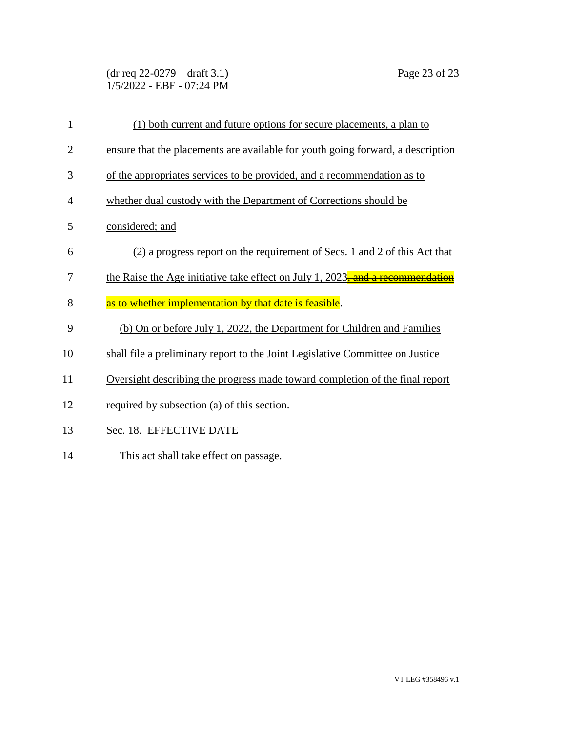(1) both current and future options for secure placements, a plan to ensure that the placements are available for youth going forward, a description of the appropriates services to be provided, and a recommendation as to whether dual custody with the Department of Corrections should be considered; and

(2) a progress report on the requirement of Secs. 1 and 2 of this Act that the Raise the Age initiative take effect on July 1, 2023~~, and a recommendation as to whether implementation by that date is feasible~~.

(b) On or before July 1, 2022, the Department for Children and Families shall file a preliminary report to the Joint Legislative Committee on Justice Oversight describing the progress made toward completion of the final report required by subsection (a) of this section.

Sec. 18. EFFECTIVE DATE

This act shall take effect on passage.